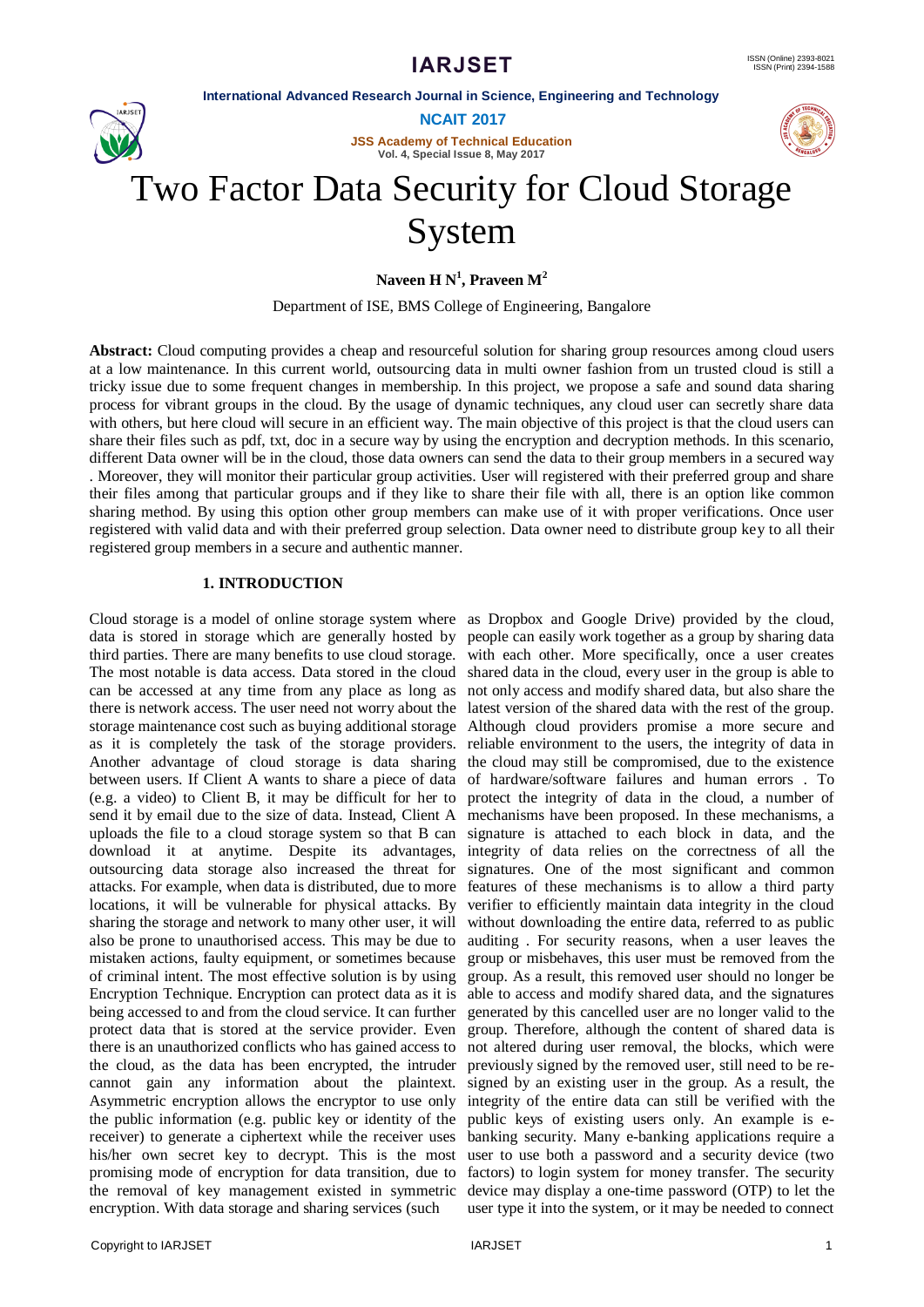# Two Factor Data Security for Cloud Storage System

**Naveen H N[1], Praveen M[2]**

Department of ISE, BMS College of Engineering, Bangalore

**Abstract:** Cloud computing provides a cheap and resourceful solution for sharing group resources among cloud users at a low maintenance. In this current world, outsourcing data in multi owner fashion from un trusted cloud is still a tricky issue due to some frequent changes in membership. In this project, we propose a safe and sound data sharing process for vibrant groups in the cloud. By the usage of dynamic techniques, any cloud user can secretly share data with others, but here cloud will secure in an efficient way. The main objective of this project is that the cloud users can share their files such as pdf, txt, doc in a secure way by using the encryption and decryption methods. In this scenario, different Data owner will be in the cloud, those data owners can send the data to their group members in a secured way . Moreover, they will monitor their particular group activities. User will registered with their preferred group and share their files among that particular groups and if they like to share their file with all, there is an option like common sharing method. By using this option other group members can make use of it with proper verifications. Once user registered with valid data and with their preferred group selection. Data owner need to distribute group key to all their registered group members in a secure and authentic manner.

## 1. INTRODUCTION

Cloud storage is a model of online storage system where data is stored in storage which are generally hosted by third parties. There are many benefits to use cloud storage. The most notable is data access. Data stored in the cloud can be accessed at any time from any place as long as there is network access. The user need not worry about the storage maintenance cost such as buying additional storage as it is completely the task of the storage providers. Another advantage of cloud storage is data sharing between users. If Client A wants to share a piece of data (e.g. a video) to Client B, it may be difficult for her to send it by email due to the size of data. Instead, Client A uploads the file to a cloud storage system so that B can download it at anytime. Despite its advantages, outsourcing data storage also increased the threat for attacks. For example, when data is distributed, due to more locations, it will be vulnerable for physical attacks. By sharing the storage and network to many other user, it will also be prone to unauthorised access. This may be due to mistaken actions, faulty equipment, or sometimes because of criminal intent. The most effective solution is by using Encryption Technique. Encryption can protect data as it is being accessed to and from the cloud service. It can further protect data that is stored at the service provider. Even there is an unauthorized conflicts who has gained access to the cloud, as the data has been encrypted, the intruder cannot gain any information about the plaintext. Asymmetric encryption allows the encryptor to use only the public information (e.g. public key or identity of the receiver) to generate a ciphertext while the receiver uses his/her own secret key to decrypt. This is the most promising mode of encryption for data transition, due to the removal of key management existed in symmetric encryption. With data storage and sharing services (such as Dropbox and Google Drive) provided by the cloud, people can easily work together as a group by sharing data with each other. More specifically, once a user creates shared data in the cloud, every user in the group is able to not only access and modify shared data, but also share the latest version of the shared data with the rest of the group. Although cloud providers promise a more secure and reliable environment to the users, the integrity of data in the cloud may still be compromised, due to the existence of hardware/software failures and human errors . To protect the integrity of data in the cloud, a number of mechanisms have been proposed. In these mechanisms, a signature is attached to each block in data, and the integrity of data relies on the correctness of all the signatures. One of the most significant and common features of these mechanisms is to allow a third party verifier to efficiently maintain data integrity in the cloud without downloading the entire data, referred to as public auditing . For security reasons, when a user leaves the group or misbehaves, this user must be removed from the group. As a result, this removed user should no longer be able to access and modify shared data, and the signatures generated by this cancelled user are no longer valid to the group. Therefore, although the content of shared data is not altered during user removal, the blocks, which were previously signed by the removed user, still need to be re-signed by an existing user in the group. As a result, the integrity of the entire data can still be verified with the public keys of existing users only. An example is e-banking security. Many e-banking applications require a user to use both a password and a security device (two factors) to login system for money transfer. The security device may display a one-time password (OTP) to let the user type it into the system, or it may be needed to connect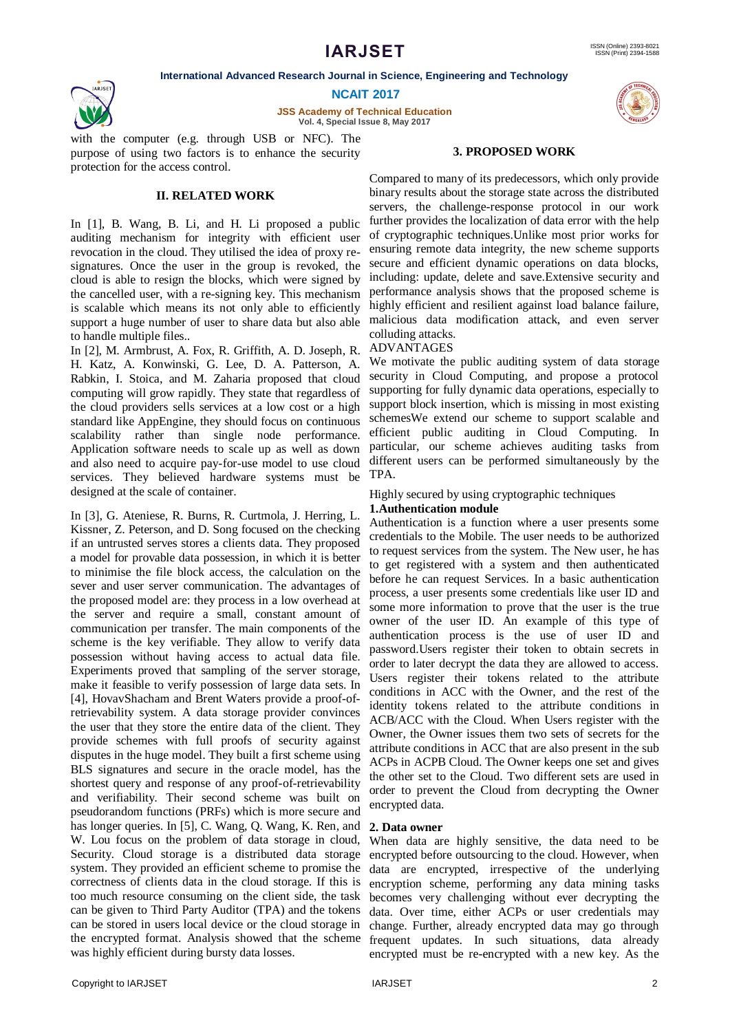with the computer (e.g. through USB or NFC). The purpose of using two factors is to enhance the security protection for the access control.

## II. RELATED WORK

In [1], B. Wang, B. Li, and H. Li proposed a public auditing mechanism for integrity with efficient user revocation in the cloud. They utilised the idea of proxy re-signatures. Once the user in the group is revoked, the cloud is able to resign the blocks, which were signed by the cancelled user, with a re-signing key. This mechanism is scalable which means its not only able to efficiently support a huge number of user to share data but also able to handle multiple files..

In [2], M. Armbrust, A. Fox, R. Griffith, A. D. Joseph, R. H. Katz, A. Konwinski, G. Lee, D. A. Patterson, A. Rabkin, I. Stoica, and M. Zaharia proposed that cloud computing will grow rapidly. They state that regardless of the cloud providers sells services at a low cost or a high standard like AppEngine, they should focus on continuous scalability rather than single node performance. Application software needs to scale up as well as down and also need to acquire pay-for-use model to use cloud services. They believed hardware systems must be designed at the scale of container.

In [3], G. Ateniese, R. Burns, R. Curtmola, J. Herring, L. Kissner, Z. Peterson, and D. Song focused on the checking if an untrusted serves stores a clients data. They proposed a model for provable data possession, in which it is better to minimise the file block access, the calculation on the sever and user server communication. The advantages of the proposed model are: they process in a low overhead at the server and require a small, constant amount of communication per transfer. The main components of the scheme is the key verifiable. They allow to verify data possession without having access to actual data file. Experiments proved that sampling of the server storage, make it feasible to verify possession of large data sets. In [4], HovavShacham and Brent Waters provide a proof-of-retrievability system. A data storage provider convinces the user that they store the entire data of the client. They provide schemes with full proofs of security against disputes in the huge model. They built a first scheme using BLS signatures and secure in the oracle model, has the shortest query and response of any proof-of-retrievability and verifiability. Their second scheme was built on pseudorandom functions (PRFs) which is more secure and has longer queries. In [5], C. Wang, Q. Wang, K. Ren, and W. Lou focus on the problem of data storage in cloud, Security. Cloud storage is a distributed data storage system. They provided an efficient scheme to promise the correctness of clients data in the cloud storage. If this is too much resource consuming on the client side, the task can be given to Third Party Auditor (TPA) and the tokens can be stored in users local device or the cloud storage in the encrypted format. Analysis showed that the scheme was highly efficient during bursty data losses.

## 3. PROPOSED WORK

Compared to many of its predecessors, which only provide binary results about the storage state across the distributed servers, the challenge-response protocol in our work further provides the localization of data error with the help of cryptographic techniques.Unlike most prior works for ensuring remote data integrity, the new scheme supports secure and efficient dynamic operations on data blocks, including: update, delete and save.Extensive security and performance analysis shows that the proposed scheme is highly efficient and resilient against load balance failure, malicious data modification attack, and even server colluding attacks.

ADVANTAGES

We motivate the public auditing system of data storage security in Cloud Computing, and propose a protocol supporting for fully dynamic data operations, especially to support block insertion, which is missing in most existing schemesWe extend our scheme to support scalable and efficient public auditing in Cloud Computing. In particular, our scheme achieves auditing tasks from different users can be performed simultaneously by the TPA.

Highly secured by using cryptographic techniques

**1.Authentication module**

Authentication is a function where a user presents some credentials to the Mobile. The user needs to be authorized to request services from the system. The New user, he has to get registered with a system and then authenticated before he can request Services. In a basic authentication process, a user presents some credentials like user ID and some more information to prove that the user is the true owner of the user ID. An example of this type of authentication process is the use of user ID and password.Users register their token to obtain secrets in order to later decrypt the data they are allowed to access. Users register their tokens related to the attribute conditions in ACC with the Owner, and the rest of the identity tokens related to the attribute conditions in ACB/ACC with the Cloud. When Users register with the Owner, the Owner issues them two sets of secrets for the attribute conditions in ACC that are also present in the sub ACPs in ACPB Cloud. The Owner keeps one set and gives the other set to the Cloud. Two different sets are used in order to prevent the Cloud from decrypting the Owner encrypted data.

**2. Data owner**

When data are highly sensitive, the data need to be encrypted before outsourcing to the cloud. However, when data are encrypted, irrespective of the underlying encryption scheme, performing any data mining tasks becomes very challenging without ever decrypting the data. Over time, either ACPs or user credentials may change. Further, already encrypted data may go through frequent updates. In such situations, data already encrypted must be re-encrypted with a new key. As the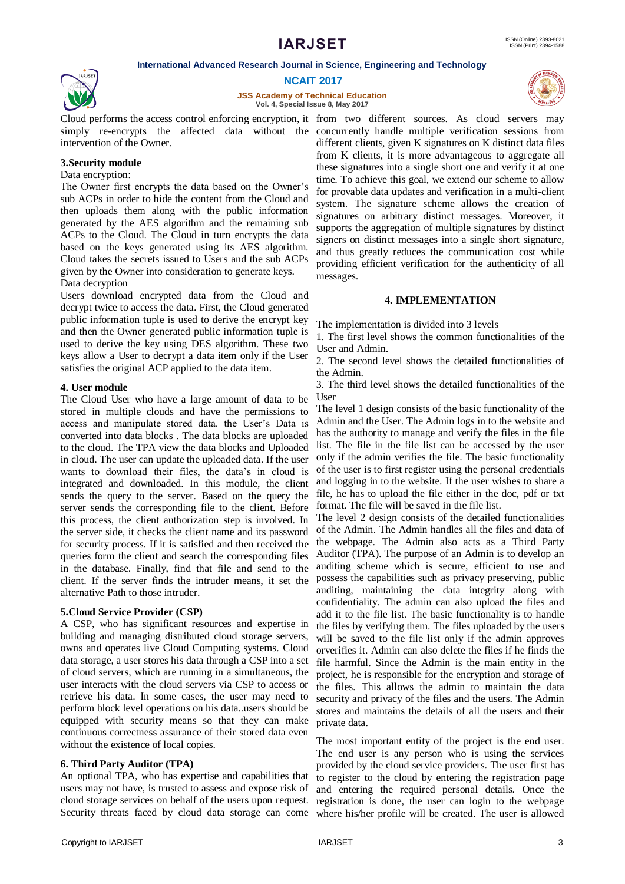Cloud performs the access control enforcing encryption, it simply re-encrypts the affected data without the intervention of the Owner.

### 3.Security module

Data encryption:

The Owner first encrypts the data based on the Owner's sub ACPs in order to hide the content from the Cloud and then uploads them along with the public information generated by the AES algorithm and the remaining sub ACPs to the Cloud. The Cloud in turn encrypts the data based on the keys generated using its AES algorithm. Cloud takes the secrets issued to Users and the sub ACPs given by the Owner into consideration to generate keys.

Data decryption

Users download encrypted data from the Cloud and decrypt twice to access the data. First, the Cloud generated public information tuple is used to derive the encrypt key and then the Owner generated public information tuple is used to derive the key using DES algorithm. These two keys allow a User to decrypt a data item only if the User satisfies the original ACP applied to the data item.

### 4. User module

The Cloud User who have a large amount of data to be stored in multiple clouds and have the permissions to access and manipulate stored data. the User's Data is converted into data blocks . The data blocks are uploaded to the cloud. The TPA view the data blocks and Uploaded in cloud. The user can update the uploaded data. If the user wants to download their files, the data's in cloud is integrated and downloaded. In this module, the client sends the query to the server. Based on the query the server sends the corresponding file to the client. Before this process, the client authorization step is involved. In the server side, it checks the client name and its password for security process. If it is satisfied and then received the queries form the client and search the corresponding files in the database. Finally, find that file and send to the client. If the server finds the intruder means, it set the alternative Path to those intruder.

### 5.Cloud Service Provider (CSP)

A CSP, who has significant resources and expertise in building and managing distributed cloud storage servers, owns and operates live Cloud Computing systems. Cloud data storage, a user stores his data through a CSP into a set of cloud servers, which are running in a simultaneous, the user interacts with the cloud servers via CSP to access or retrieve his data. In some cases, the user may need to perform block level operations on his data..users should be equipped with security means so that they can make continuous correctness assurance of their stored data even without the existence of local copies.

### 6. Third Party Auditor (TPA)

An optional TPA, who has expertise and capabilities that users may not have, is trusted to assess and expose risk of cloud storage services on behalf of the users upon request. Security threats faced by cloud data storage can come from two different sources. As cloud servers may concurrently handle multiple verification sessions from different clients, given K signatures on K distinct data files from K clients, it is more advantageous to aggregate all these signatures into a single short one and verify it at one time. To achieve this goal, we extend our scheme to allow for provable data updates and verification in a multi-client system. The signature scheme allows the creation of signatures on arbitrary distinct messages. Moreover, it supports the aggregation of multiple signatures by distinct signers on distinct messages into a single short signature, and thus greatly reduces the communication cost while providing efficient verification for the authenticity of all messages.

## 4. IMPLEMENTATION

The implementation is divided into 3 levels

1. The first level shows the common functionalities of the User and Admin.
2. The second level shows the detailed functionalities of the Admin.
3. The third level shows the detailed functionalities of the User

The level 1 design consists of the basic functionality of the Admin and the User. The Admin logs in to the website and has the authority to manage and verify the files in the file list. The file in the file list can be accessed by the user only if the admin verifies the file. The basic functionality of the user is to first register using the personal credentials and logging in to the website. If the user wishes to share a file, he has to upload the file either in the doc, pdf or txt format. The file will be saved in the file list.

The level 2 design consists of the detailed functionalities of the Admin. The Admin handles all the files and data of the webpage. The Admin also acts as a Third Party Auditor (TPA). The purpose of an Admin is to develop an auditing scheme which is secure, efficient to use and possess the capabilities such as privacy preserving, public auditing, maintaining the data integrity along with confidentiality. The admin can also upload the files and add it to the file list. The basic functionality is to handle the files by verifying them. The files uploaded by the users will be saved to the file list only if the admin approves orverifies it. Admin can also delete the files if he finds the file harmful. Since the Admin is the main entity in the project, he is responsible for the encryption and storage of the files. This allows the admin to maintain the data security and privacy of the files and the users. The Admin stores and maintains the details of all the users and their private data.

The most important entity of the project is the end user. The end user is any person who is using the services provided by the cloud service providers. The user first has to register to the cloud by entering the registration page and entering the required personal details. Once the registration is done, the user can login to the webpage where his/her profile will be created. The user is allowed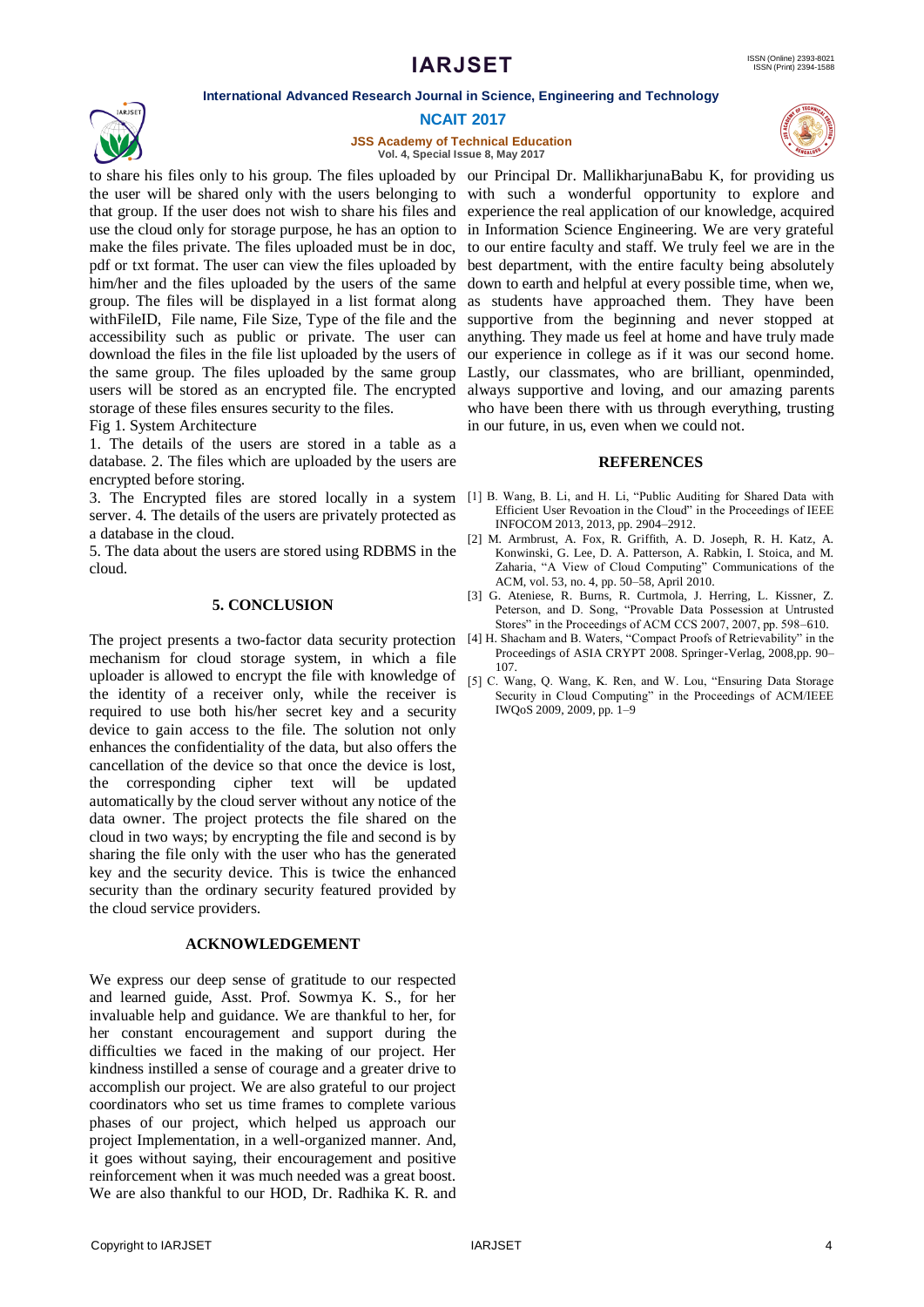to share his files only to his group. The files uploaded by the user will be shared only with the users belonging to that group. If the user does not wish to share his files and use the cloud only for storage purpose, he has an option to make the files private. The files uploaded must be in doc, pdf or txt format. The user can view the files uploaded by him/her and the files uploaded by the users of the same group. The files will be displayed in a list format along withFileID, File name, File Size, Type of the file and the accessibility such as public or private. The user can download the files in the file list uploaded by the users of the same group. The files uploaded by the same group users will be stored as an encrypted file. The encrypted storage of these files ensures security to the files.

Fig 1. System Architecture

1. The details of the users are stored in a table as a database. 2. The files which are uploaded by the users are encrypted before storing.

3. The Encrypted files are stored locally in a system server. 4. The details of the users are privately protected as a database in the cloud.

5. The data about the users are stored using RDBMS in the cloud.

## 5. CONCLUSION

The project presents a two-factor data security protection mechanism for cloud storage system, in which a file uploader is allowed to encrypt the file with knowledge of the identity of a receiver only, while the receiver is required to use both his/her secret key and a security device to gain access to the file. The solution not only enhances the confidentiality of the data, but also offers the cancellation of the device so that once the device is lost, the corresponding cipher text will be updated automatically by the cloud server without any notice of the data owner. The project protects the file shared on the cloud in two ways; by encrypting the file and second is by sharing the file only with the user who has the generated key and the security device. This is twice the enhanced security than the ordinary security featured provided by the cloud service providers.

## ACKNOWLEDGEMENT

We express our deep sense of gratitude to our respected and learned guide, Asst. Prof. Sowmya K. S., for her invaluable help and guidance. We are thankful to her, for her constant encouragement and support during the difficulties we faced in the making of our project. Her kindness instilled a sense of courage and a greater drive to accomplish our project. We are also grateful to our project coordinators who set us time frames to complete various phases of our project, which helped us approach our project Implementation, in a well-organized manner. And, it goes without saying, their encouragement and positive reinforcement when it was much needed was a great boost. We are also thankful to our HOD, Dr. Radhika K. R. and our Principal Dr. MallikharjunaBabu K, for providing us with such a wonderful opportunity to explore and experience the real application of our knowledge, acquired in Information Science Engineering. We are very grateful to our entire faculty and staff. We truly feel we are in the best department, with the entire faculty being absolutely down to earth and helpful at every possible time, when we, as students have approached them. They have been supportive from the beginning and never stopped at anything. They made us feel at home and have truly made our experience in college as if it was our second home. Lastly, our classmates, who are brilliant, openminded, always supportive and loving, and our amazing parents who have been there with us through everything, trusting in our future, in us, even when we could not.

## REFERENCES

[1] B. Wang, B. Li, and H. Li, "Public Auditing for Shared Data with Efficient User Revoation in the Cloud" in the Proceedings of IEEE INFOCOM 2013, 2013, pp. 2904–2912.

[2] M. Armbrust, A. Fox, R. Griffith, A. D. Joseph, R. H. Katz, A. Konwinski, G. Lee, D. A. Patterson, A. Rabkin, I. Stoica, and M. Zaharia, "A View of Cloud Computing" Communications of the ACM, vol. 53, no. 4, pp. 50–58, April 2010.

[3] G. Ateniese, R. Burns, R. Curtmola, J. Herring, L. Kissner, Z. Peterson, and D. Song, "Provable Data Possession at Untrusted Stores" in the Proceedings of ACM CCS 2007, 2007, pp. 598–610.

[4] H. Shacham and B. Waters, "Compact Proofs of Retrievability" in the Proceedings of ASIA CRYPT 2008. Springer-Verlag, 2008,pp. 90–107.

[5] C. Wang, Q. Wang, K. Ren, and W. Lou, "Ensuring Data Storage Security in Cloud Computing" in the Proceedings of ACM/IEEE IWQoS 2009, 2009, pp. 1–9